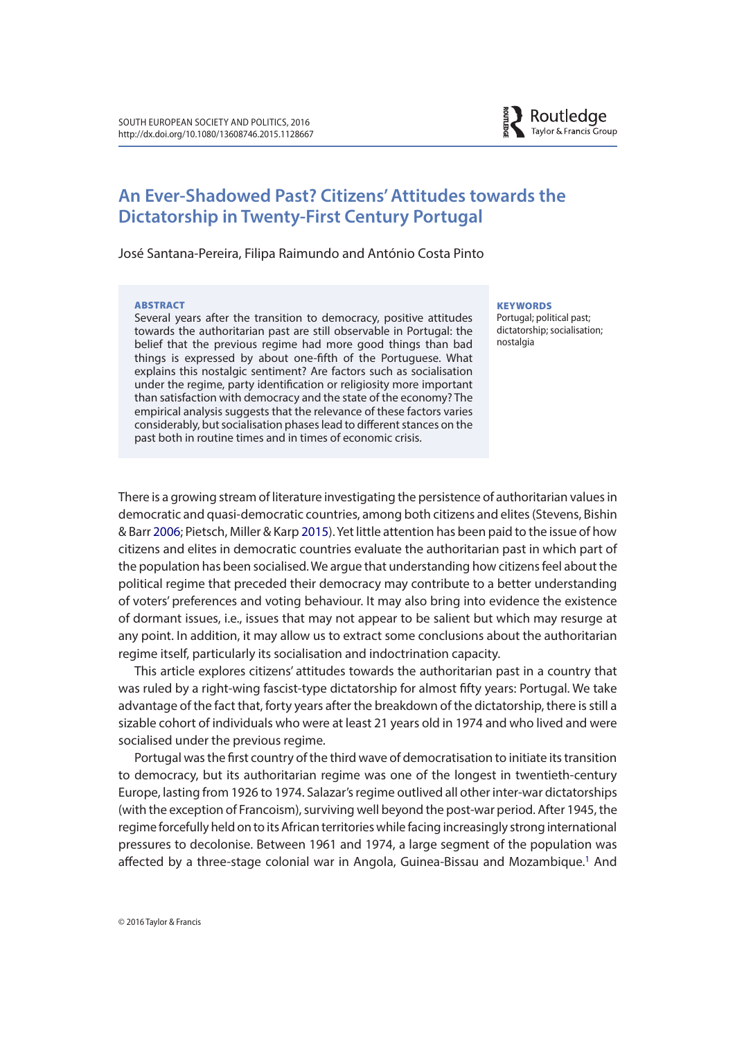# An Ever-Shadowed Past? Citizens' Attitudes towards the Dictatorship in Twenty-First Century Portugal

José Santana-Pereira, Filipa Raimundo and António Costa Pinto

**ABSTRACT**

Several years after the transition to democracy, positive attitudes towards the authoritarian past are still observable in Portugal: the belief that the previous regime had more good things than bad things is expressed by about one-fifth of the Portuguese. What explains this nostalgic sentiment? Are factors such as socialisation under the regime, party identification or religiosity more important than satisfaction with democracy and the state of the economy? The empirical analysis suggests that the relevance of these factors varies considerably, but socialisation phases lead to different stances on the past both in routine times and in times of economic crisis.

**KEYWORDS**

Portugal; political past; dictatorship; socialisation; nostalgia

There is a growing stream of literature investigating the persistence of authoritarian values in democratic and quasi-democratic countries, among both citizens and elites (Stevens, Bishin & Barr 2006; Pietsch, Miller & Karp 2015). Yet little attention has been paid to the issue of how citizens and elites in democratic countries evaluate the authoritarian past in which part of the population has been socialised. We argue that understanding how citizens feel about the political regime that preceded their democracy may contribute to a better understanding of voters' preferences and voting behaviour. It may also bring into evidence the existence of dormant issues, i.e., issues that may not appear to be salient but which may resurge at any point. In addition, it may allow us to extract some conclusions about the authoritarian regime itself, particularly its socialisation and indoctrination capacity.

This article explores citizens' attitudes towards the authoritarian past in a country that was ruled by a right-wing fascist-type dictatorship for almost fifty years: Portugal. We take advantage of the fact that, forty years after the breakdown of the dictatorship, there is still a sizable cohort of individuals who were at least 21 years old in 1974 and who lived and were socialised under the previous regime.

Portugal was the first country of the third wave of democratisation to initiate its transition to democracy, but its authoritarian regime was one of the longest in twentieth-century Europe, lasting from 1926 to 1974. Salazar's regime outlived all other inter-war dictatorships (with the exception of Francoism), surviving well beyond the post-war period. After 1945, the regime forcefully held on to its African territories while facing increasingly strong international pressures to decolonise. Between 1961 and 1974, a large segment of the population was affected by a three-stage colonial war in Angola, Guinea-Bissau and Mozambique.[1] And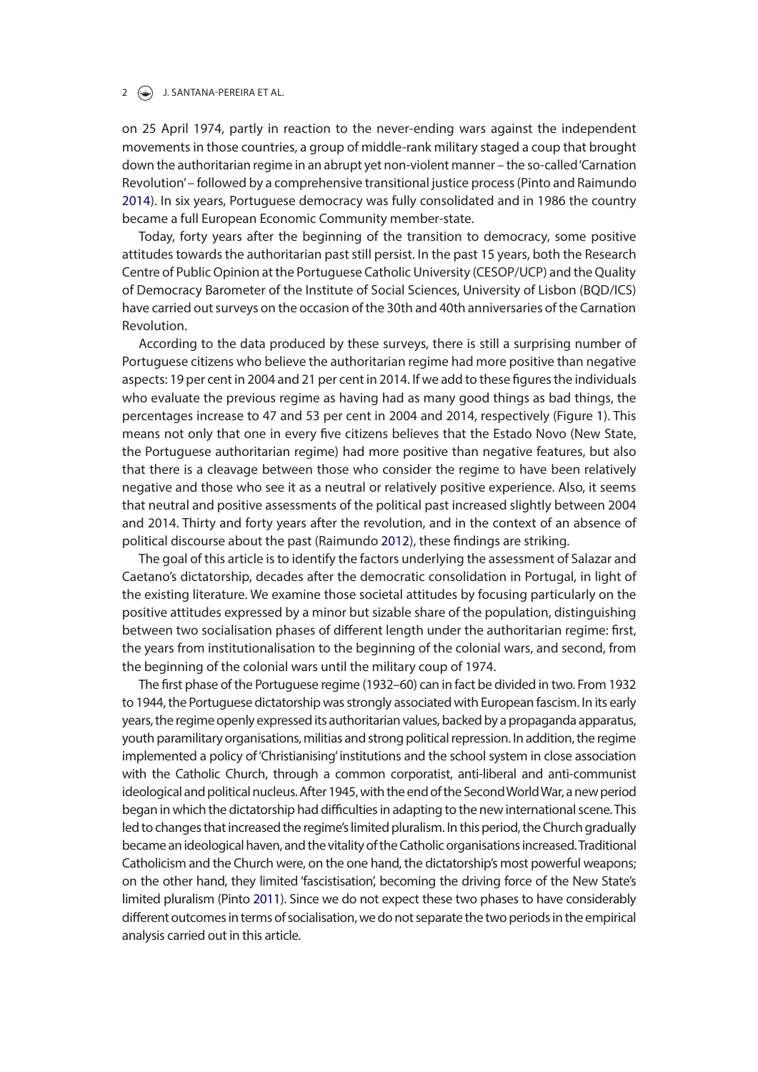on 25 April 1974, partly in reaction to the never-ending wars against the independent movements in those countries, a group of middle-rank military staged a coup that brought down the authoritarian regime in an abrupt yet non-violent manner – the so-called 'Carnation Revolution' – followed by a comprehensive transitional justice process (Pinto and Raimundo 2014). In six years, Portuguese democracy was fully consolidated and in 1986 the country became a full European Economic Community member-state.

Today, forty years after the beginning of the transition to democracy, some positive attitudes towards the authoritarian past still persist. In the past 15 years, both the Research Centre of Public Opinion at the Portuguese Catholic University (CESOP/UCP) and the Quality of Democracy Barometer of the Institute of Social Sciences, University of Lisbon (BQD/ICS) have carried out surveys on the occasion of the 30th and 40th anniversaries of the Carnation Revolution.

According to the data produced by these surveys, there is still a surprising number of Portuguese citizens who believe the authoritarian regime had more positive than negative aspects: 19 per cent in 2004 and 21 per cent in 2014. If we add to these figures the individuals who evaluate the previous regime as having had as many good things as bad things, the percentages increase to 47 and 53 per cent in 2004 and 2014, respectively (Figure 1). This means not only that one in every five citizens believes that the Estado Novo (New State, the Portuguese authoritarian regime) had more positive than negative features, but also that there is a cleavage between those who consider the regime to have been relatively negative and those who see it as a neutral or relatively positive experience. Also, it seems that neutral and positive assessments of the political past increased slightly between 2004 and 2014. Thirty and forty years after the revolution, and in the context of an absence of political discourse about the past (Raimundo 2012), these findings are striking.

The goal of this article is to identify the factors underlying the assessment of Salazar and Caetano's dictatorship, decades after the democratic consolidation in Portugal, in light of the existing literature. We examine those societal attitudes by focusing particularly on the positive attitudes expressed by a minor but sizable share of the population, distinguishing between two socialisation phases of different length under the authoritarian regime: first, the years from institutionalisation to the beginning of the colonial wars, and second, from the beginning of the colonial wars until the military coup of 1974.

The first phase of the Portuguese regime (1932–60) can in fact be divided in two. From 1932 to 1944, the Portuguese dictatorship was strongly associated with European fascism. In its early years, the regime openly expressed its authoritarian values, backed by a propaganda apparatus, youth paramilitary organisations, militias and strong political repression. In addition, the regime implemented a policy of 'Christianising' institutions and the school system in close association with the Catholic Church, through a common corporatist, anti-liberal and anti-communist ideological and political nucleus. After 1945, with the end of the Second World War, a new period began in which the dictatorship had difficulties in adapting to the new international scene. This led to changes that increased the regime's limited pluralism. In this period, the Church gradually became an ideological haven, and the vitality of the Catholic organisations increased. Traditional Catholicism and the Church were, on the one hand, the dictatorship's most powerful weapons; on the other hand, they limited 'fascistisation', becoming the driving force of the New State's limited pluralism (Pinto 2011). Since we do not expect these two phases to have considerably different outcomes in terms of socialisation, we do not separate the two periods in the empirical analysis carried out in this article.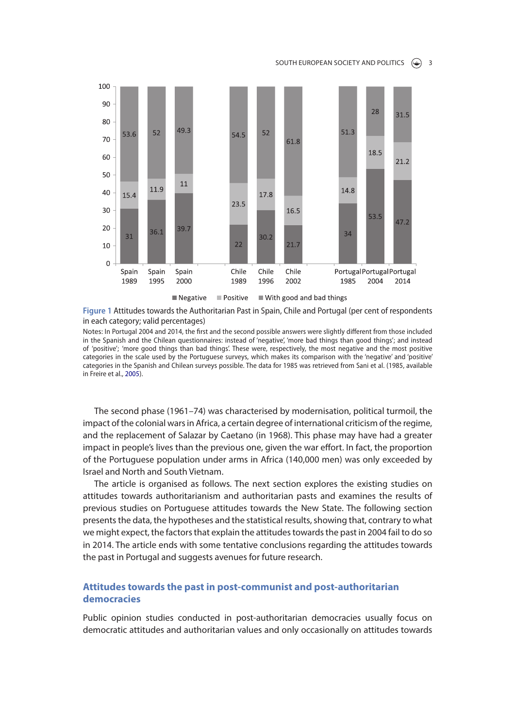| | Negative | Positive | With good and bad things |
|---|---|---|---|
| Spain 1989 | 31 | 15.4 | 53.6 |
| Spain 1995 | 36.1 | 11.9 | 52 |
| Spain 2000 | 39.7 | 11 | 49.3 |
| Chile 1989 | 22 | 23.5 | 54.5 |
| Chile 1996 | 30.2 | 17.8 | 52 |
| Chile 2002 | 21.7 | 16.5 | 61.8 |
| Portugal 1985 | 34 | 14.8 | 51.3 |
| Portugal 2004 | 53.5 | 18.5 | 28 |
| Portugal 2014 | 47.2 | 21.2 | 31.5 |

**Figure 1** Attitudes towards the Authoritarian Past in Spain, Chile and Portugal (per cent of respondents in each category; valid percentages)

Notes: In Portugal 2004 and 2014, the first and the second possible answers were slightly different from those included in the Spanish and the Chilean questionnaires: instead of 'negative', 'more bad things than good things'; and instead of 'positive'; 'more good things than bad things'. These were, respectively, the most negative and the most positive categories in the scale used by the Portuguese surveys, which makes its comparison with the 'negative' and 'positive' categories in the Spanish and Chilean surveys possible. The data for 1985 was retrieved from Sani et al. (1985, available in Freire et al., 2005).

The second phase (1961–74) was characterised by modernisation, political turmoil, the impact of the colonial wars in Africa, a certain degree of international criticism of the regime, and the replacement of Salazar by Caetano (in 1968). This phase may have had a greater impact in people's lives than the previous one, given the war effort. In fact, the proportion of the Portuguese population under arms in Africa (140,000 men) was only exceeded by Israel and North and South Vietnam.

The article is organised as follows. The next section explores the existing studies on attitudes towards authoritarianism and authoritarian pasts and examines the results of previous studies on Portuguese attitudes towards the New State. The following section presents the data, the hypotheses and the statistical results, showing that, contrary to what we might expect, the factors that explain the attitudes towards the past in 2004 fail to do so in 2014. The article ends with some tentative conclusions regarding the attitudes towards the past in Portugal and suggests avenues for future research.

## Attitudes towards the past in post-communist and post-authoritarian democracies

Public opinion studies conducted in post-authoritarian democracies usually focus on democratic attitudes and authoritarian values and only occasionally on attitudes towards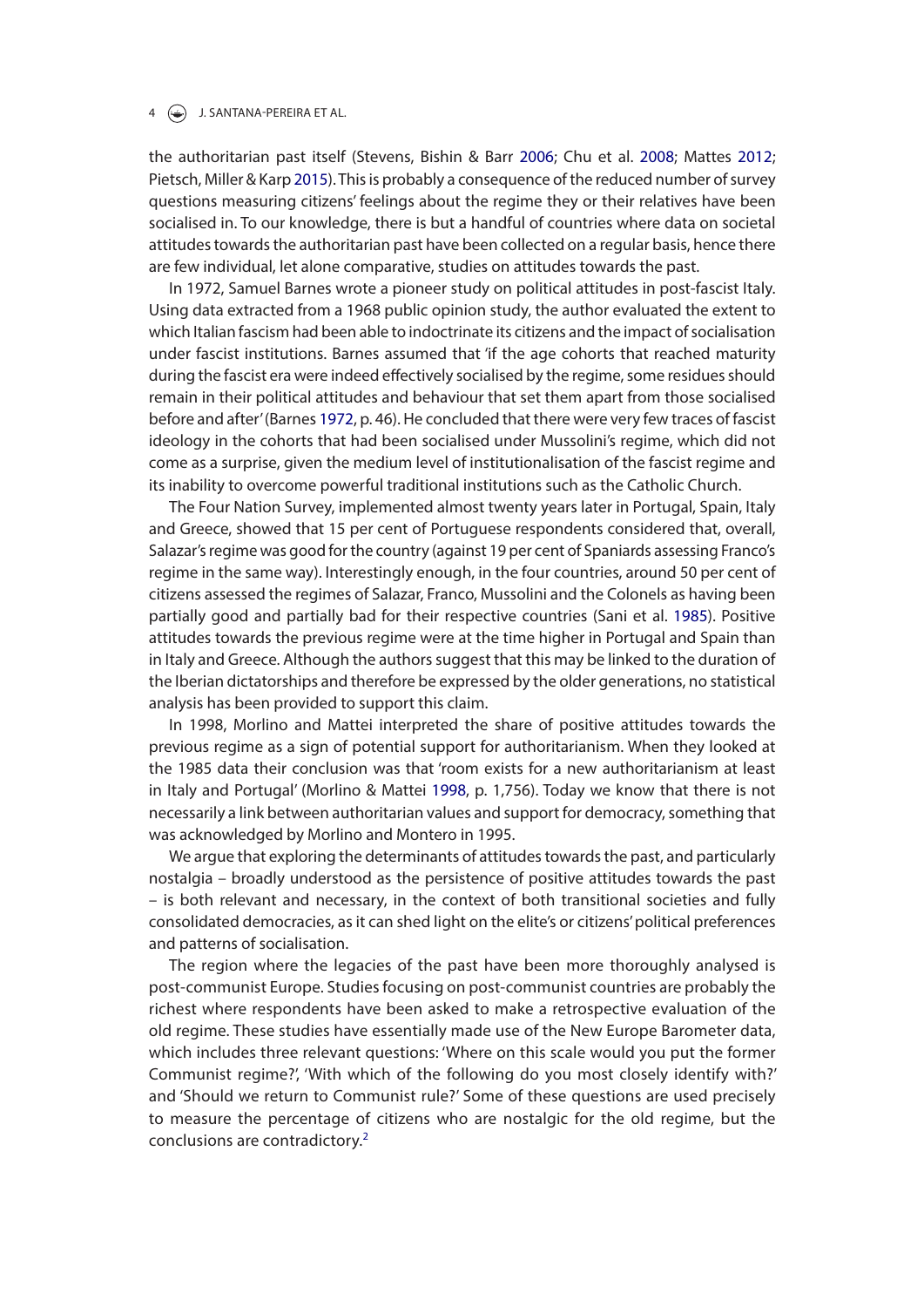the authoritarian past itself (Stevens, Bishin & Barr 2006; Chu et al. 2008; Mattes 2012; Pietsch, Miller & Karp 2015). This is probably a consequence of the reduced number of survey questions measuring citizens' feelings about the regime they or their relatives have been socialised in. To our knowledge, there is but a handful of countries where data on societal attitudes towards the authoritarian past have been collected on a regular basis, hence there are few individual, let alone comparative, studies on attitudes towards the past.

In 1972, Samuel Barnes wrote a pioneer study on political attitudes in post-fascist Italy. Using data extracted from a 1968 public opinion study, the author evaluated the extent to which Italian fascism had been able to indoctrinate its citizens and the impact of socialisation under fascist institutions. Barnes assumed that 'if the age cohorts that reached maturity during the fascist era were indeed effectively socialised by the regime, some residues should remain in their political attitudes and behaviour that set them apart from those socialised before and after' (Barnes 1972, p. 46). He concluded that there were very few traces of fascist ideology in the cohorts that had been socialised under Mussolini's regime, which did not come as a surprise, given the medium level of institutionalisation of the fascist regime and its inability to overcome powerful traditional institutions such as the Catholic Church.

The Four Nation Survey, implemented almost twenty years later in Portugal, Spain, Italy and Greece, showed that 15 per cent of Portuguese respondents considered that, overall, Salazar's regime was good for the country (against 19 per cent of Spaniards assessing Franco's regime in the same way). Interestingly enough, in the four countries, around 50 per cent of citizens assessed the regimes of Salazar, Franco, Mussolini and the Colonels as having been partially good and partially bad for their respective countries (Sani et al. 1985). Positive attitudes towards the previous regime were at the time higher in Portugal and Spain than in Italy and Greece. Although the authors suggest that this may be linked to the duration of the Iberian dictatorships and therefore be expressed by the older generations, no statistical analysis has been provided to support this claim.

In 1998, Morlino and Mattei interpreted the share of positive attitudes towards the previous regime as a sign of potential support for authoritarianism. When they looked at the 1985 data their conclusion was that 'room exists for a new authoritarianism at least in Italy and Portugal' (Morlino & Mattei 1998, p. 1,756). Today we know that there is not necessarily a link between authoritarian values and support for democracy, something that was acknowledged by Morlino and Montero in 1995.

We argue that exploring the determinants of attitudes towards the past, and particularly nostalgia – broadly understood as the persistence of positive attitudes towards the past – is both relevant and necessary, in the context of both transitional societies and fully consolidated democracies, as it can shed light on the elite's or citizens' political preferences and patterns of socialisation.

The region where the legacies of the past have been more thoroughly analysed is post-communist Europe. Studies focusing on post-communist countries are probably the richest where respondents have been asked to make a retrospective evaluation of the old regime. These studies have essentially made use of the New Europe Barometer data, which includes three relevant questions: 'Where on this scale would you put the former Communist regime?', 'With which of the following do you most closely identify with?' and 'Should we return to Communist rule?' Some of these questions are used precisely to measure the percentage of citizens who are nostalgic for the old regime, but the conclusions are contradictory.[2]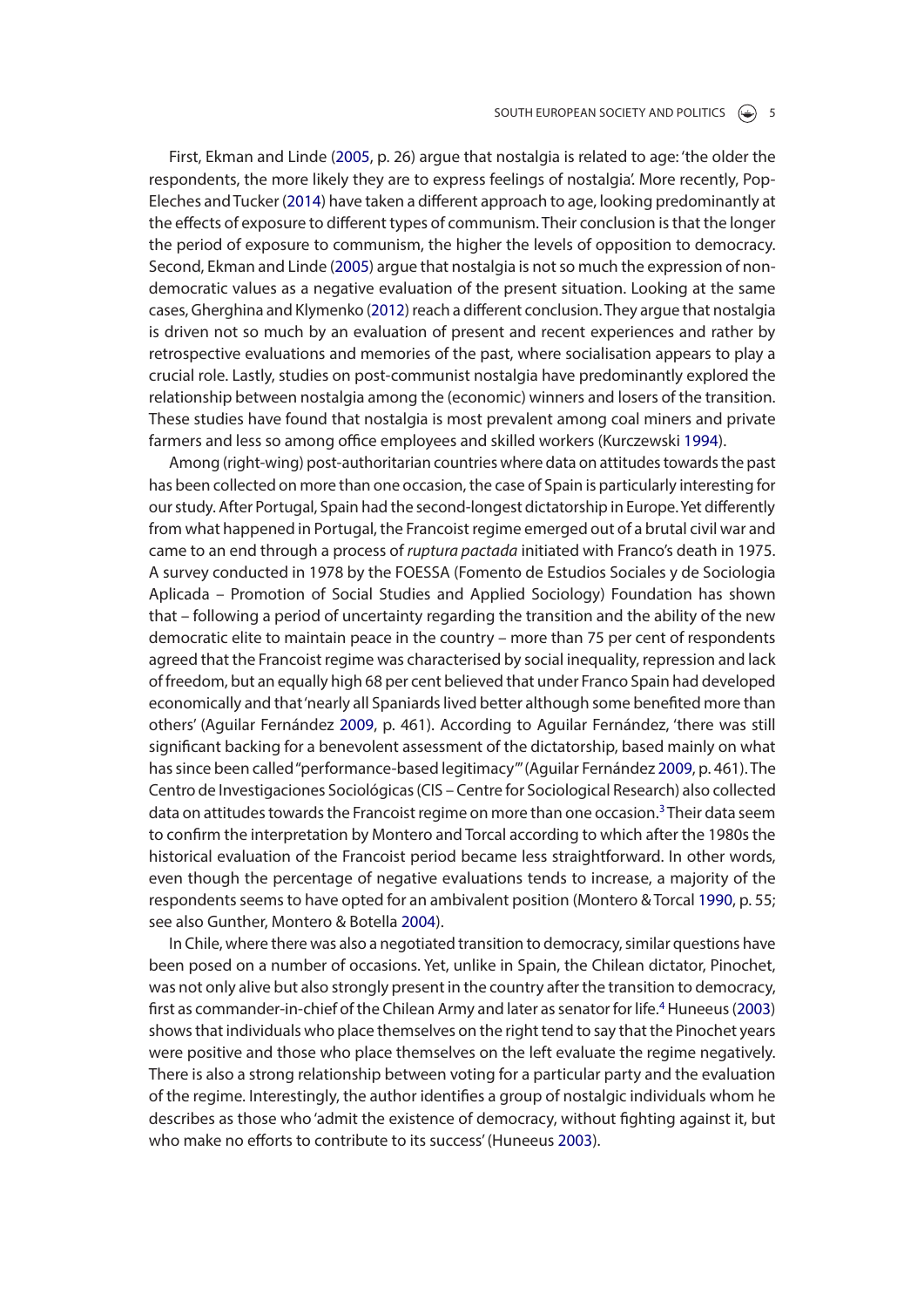First, Ekman and Linde (2005, p. 26) argue that nostalgia is related to age: 'the older the respondents, the more likely they are to express feelings of nostalgia'. More recently, Pop-Eleches and Tucker (2014) have taken a different approach to age, looking predominantly at the effects of exposure to different types of communism. Their conclusion is that the longer the period of exposure to communism, the higher the levels of opposition to democracy. Second, Ekman and Linde (2005) argue that nostalgia is not so much the expression of non-democratic values as a negative evaluation of the present situation. Looking at the same cases, Gherghina and Klymenko (2012) reach a different conclusion. They argue that nostalgia is driven not so much by an evaluation of present and recent experiences and rather by retrospective evaluations and memories of the past, where socialisation appears to play a crucial role. Lastly, studies on post-communist nostalgia have predominantly explored the relationship between nostalgia among the (economic) winners and losers of the transition. These studies have found that nostalgia is most prevalent among coal miners and private farmers and less so among office employees and skilled workers (Kurczewski 1994).

Among (right-wing) post-authoritarian countries where data on attitudes towards the past has been collected on more than one occasion, the case of Spain is particularly interesting for our study. After Portugal, Spain had the second-longest dictatorship in Europe. Yet differently from what happened in Portugal, the Francoist regime emerged out of a brutal civil war and came to an end through a process of *ruptura pactada* initiated with Franco's death in 1975. A survey conducted in 1978 by the FOESSA (Fomento de Estudios Sociales y de Sociologia Aplicada – Promotion of Social Studies and Applied Sociology) Foundation has shown that – following a period of uncertainty regarding the transition and the ability of the new democratic elite to maintain peace in the country – more than 75 per cent of respondents agreed that the Francoist regime was characterised by social inequality, repression and lack of freedom, but an equally high 68 per cent believed that under Franco Spain had developed economically and that 'nearly all Spaniards lived better although some benefited more than others' (Aguilar Fernández 2009, p. 461). According to Aguilar Fernández, 'there was still significant backing for a benevolent assessment of the dictatorship, based mainly on what has since been called "performance-based legitimacy"' (Aguilar Fernández 2009, p. 461). The Centro de Investigaciones Sociológicas (CIS – Centre for Sociological Research) also collected data on attitudes towards the Francoist regime on more than one occasion.[3] Their data seem to confirm the interpretation by Montero and Torcal according to which after the 1980s the historical evaluation of the Francoist period became less straightforward. In other words, even though the percentage of negative evaluations tends to increase, a majority of the respondents seems to have opted for an ambivalent position (Montero & Torcal 1990, p. 55; see also Gunther, Montero & Botella 2004).

In Chile, where there was also a negotiated transition to democracy, similar questions have been posed on a number of occasions. Yet, unlike in Spain, the Chilean dictator, Pinochet, was not only alive but also strongly present in the country after the transition to democracy, first as commander-in-chief of the Chilean Army and later as senator for life.[4] Huneeus (2003) shows that individuals who place themselves on the right tend to say that the Pinochet years were positive and those who place themselves on the left evaluate the regime negatively. There is also a strong relationship between voting for a particular party and the evaluation of the regime. Interestingly, the author identifies a group of nostalgic individuals whom he describes as those who 'admit the existence of democracy, without fighting against it, but who make no efforts to contribute to its success' (Huneeus 2003).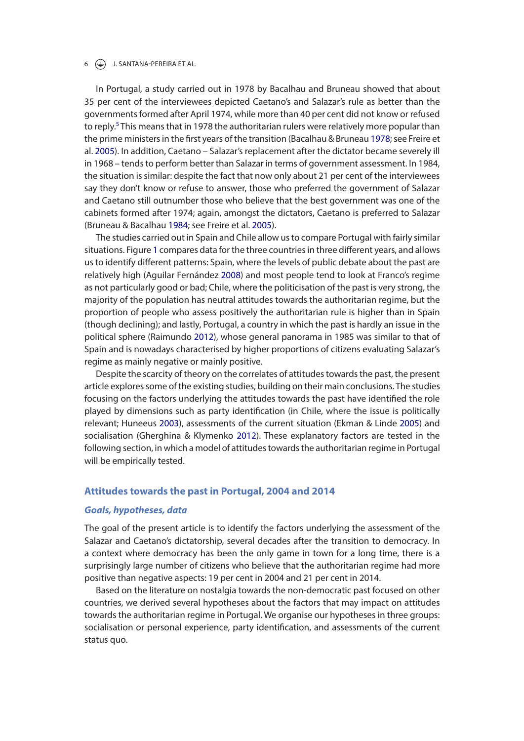In Portugal, a study carried out in 1978 by Bacalhau and Bruneau showed that about 35 per cent of the interviewees depicted Caetano's and Salazar's rule as better than the governments formed after April 1974, while more than 40 per cent did not know or refused to reply.[5] This means that in 1978 the authoritarian rulers were relatively more popular than the prime ministers in the first years of the transition (Bacalhau & Bruneau 1978; see Freire et al. 2005). In addition, Caetano – Salazar's replacement after the dictator became severely ill in 1968 – tends to perform better than Salazar in terms of government assessment. In 1984, the situation is similar: despite the fact that now only about 21 per cent of the interviewees say they don't know or refuse to answer, those who preferred the government of Salazar and Caetano still outnumber those who believe that the best government was one of the cabinets formed after 1974; again, amongst the dictators, Caetano is preferred to Salazar (Bruneau & Bacalhau 1984; see Freire et al. 2005).

The studies carried out in Spain and Chile allow us to compare Portugal with fairly similar situations. Figure 1 compares data for the three countries in three different years, and allows us to identify different patterns: Spain, where the levels of public debate about the past are relatively high (Aguilar Fernández 2008) and most people tend to look at Franco's regime as not particularly good or bad; Chile, where the politicisation of the past is very strong, the majority of the population has neutral attitudes towards the authoritarian regime, but the proportion of people who assess positively the authoritarian rule is higher than in Spain (though declining); and lastly, Portugal, a country in which the past is hardly an issue in the political sphere (Raimundo 2012), whose general panorama in 1985 was similar to that of Spain and is nowadays characterised by higher proportions of citizens evaluating Salazar's regime as mainly negative or mainly positive.

Despite the scarcity of theory on the correlates of attitudes towards the past, the present article explores some of the existing studies, building on their main conclusions. The studies focusing on the factors underlying the attitudes towards the past have identified the role played by dimensions such as party identification (in Chile, where the issue is politically relevant; Huneeus 2003), assessments of the current situation (Ekman & Linde 2005) and socialisation (Gherghina & Klymenko 2012). These explanatory factors are tested in the following section, in which a model of attitudes towards the authoritarian regime in Portugal will be empirically tested.

## Attitudes towards the past in Portugal, 2004 and 2014

### *Goals, hypotheses, data*

The goal of the present article is to identify the factors underlying the assessment of the Salazar and Caetano's dictatorship, several decades after the transition to democracy. In a context where democracy has been the only game in town for a long time, there is a surprisingly large number of citizens who believe that the authoritarian regime had more positive than negative aspects: 19 per cent in 2004 and 21 per cent in 2014.

Based on the literature on nostalgia towards the non-democratic past focused on other countries, we derived several hypotheses about the factors that may impact on attitudes towards the authoritarian regime in Portugal. We organise our hypotheses in three groups: socialisation or personal experience, party identification, and assessments of the current status quo.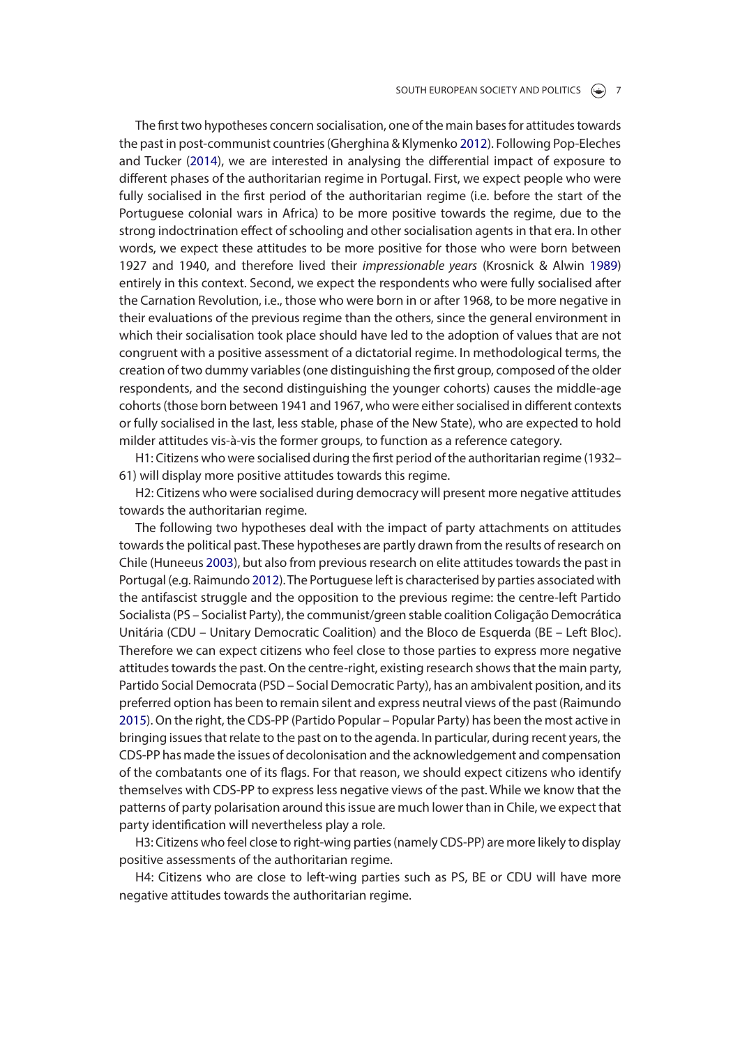The first two hypotheses concern socialisation, one of the main bases for attitudes towards the past in post-communist countries (Gherghina & Klymenko 2012). Following Pop-Eleches and Tucker (2014), we are interested in analysing the differential impact of exposure to different phases of the authoritarian regime in Portugal. First, we expect people who were fully socialised in the first period of the authoritarian regime (i.e. before the start of the Portuguese colonial wars in Africa) to be more positive towards the regime, due to the strong indoctrination effect of schooling and other socialisation agents in that era. In other words, we expect these attitudes to be more positive for those who were born between 1927 and 1940, and therefore lived their *impressionable years* (Krosnick & Alwin 1989) entirely in this context. Second, we expect the respondents who were fully socialised after the Carnation Revolution, i.e., those who were born in or after 1968, to be more negative in their evaluations of the previous regime than the others, since the general environment in which their socialisation took place should have led to the adoption of values that are not congruent with a positive assessment of a dictatorial regime. In methodological terms, the creation of two dummy variables (one distinguishing the first group, composed of the older respondents, and the second distinguishing the younger cohorts) causes the middle-age cohorts (those born between 1941 and 1967, who were either socialised in different contexts or fully socialised in the last, less stable, phase of the New State), who are expected to hold milder attitudes vis-à-vis the former groups, to function as a reference category.

H1: Citizens who were socialised during the first period of the authoritarian regime (1932–61) will display more positive attitudes towards this regime.

H2: Citizens who were socialised during democracy will present more negative attitudes towards the authoritarian regime.

The following two hypotheses deal with the impact of party attachments on attitudes towards the political past. These hypotheses are partly drawn from the results of research on Chile (Huneeus 2003), but also from previous research on elite attitudes towards the past in Portugal (e.g. Raimundo 2012). The Portuguese left is characterised by parties associated with the antifascist struggle and the opposition to the previous regime: the centre-left Partido Socialista (PS – Socialist Party), the communist/green stable coalition Coligação Democrática Unitária (CDU – Unitary Democratic Coalition) and the Bloco de Esquerda (BE – Left Bloc). Therefore we can expect citizens who feel close to those parties to express more negative attitudes towards the past. On the centre-right, existing research shows that the main party, Partido Social Democrata (PSD – Social Democratic Party), has an ambivalent position, and its preferred option has been to remain silent and express neutral views of the past (Raimundo 2015). On the right, the CDS-PP (Partido Popular – Popular Party) has been the most active in bringing issues that relate to the past on to the agenda. In particular, during recent years, the CDS-PP has made the issues of decolonisation and the acknowledgement and compensation of the combatants one of its flags. For that reason, we should expect citizens who identify themselves with CDS-PP to express less negative views of the past. While we know that the patterns of party polarisation around this issue are much lower than in Chile, we expect that party identification will nevertheless play a role.

H3: Citizens who feel close to right-wing parties (namely CDS-PP) are more likely to display positive assessments of the authoritarian regime.

H4: Citizens who are close to left-wing parties such as PS, BE or CDU will have more negative attitudes towards the authoritarian regime.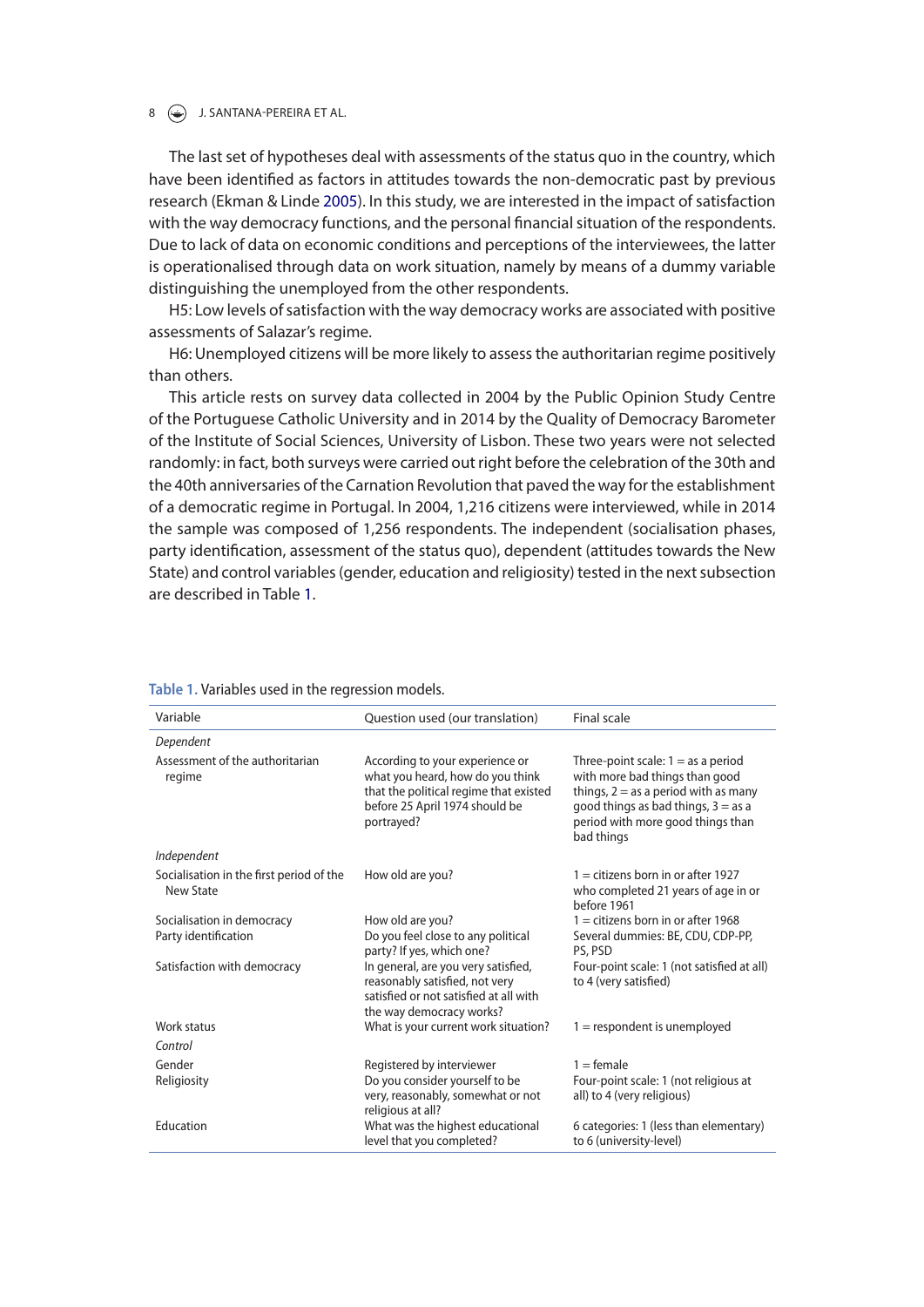The last set of hypotheses deal with assessments of the status quo in the country, which have been identified as factors in attitudes towards the non-democratic past by previous research (Ekman & Linde 2005). In this study, we are interested in the impact of satisfaction with the way democracy functions, and the personal financial situation of the respondents. Due to lack of data on economic conditions and perceptions of the interviewees, the latter is operationalised through data on work situation, namely by means of a dummy variable distinguishing the unemployed from the other respondents.

H5: Low levels of satisfaction with the way democracy works are associated with positive assessments of Salazar's regime.

H6: Unemployed citizens will be more likely to assess the authoritarian regime positively than others.

This article rests on survey data collected in 2004 by the Public Opinion Study Centre of the Portuguese Catholic University and in 2014 by the Quality of Democracy Barometer of the Institute of Social Sciences, University of Lisbon. These two years were not selected randomly: in fact, both surveys were carried out right before the celebration of the 30th and the 40th anniversaries of the Carnation Revolution that paved the way for the establishment of a democratic regime in Portugal. In 2004, 1,216 citizens were interviewed, while in 2014 the sample was composed of 1,256 respondents. The independent (socialisation phases, party identification, assessment of the status quo), dependent (attitudes towards the New State) and control variables (gender, education and religiosity) tested in the next subsection are described in Table 1.

**Table 1.** Variables used in the regression models.

| Variable | Question used (our translation) | Final scale |
|---|---|---|
| *Dependent* | | |
| Assessment of the authoritarian regime | According to your experience or what you heard, how do you think that the political regime that existed before 25 April 1974 should be portrayed? | Three-point scale: 1 = as a period with more bad things than good things, 2 = as a period with as many good things as bad things, 3 = as a period with more good things than bad things |
| *Independent* | | |
| Socialisation in the first period of the New State | How old are you? | 1 = citizens born in or after 1927 who completed 21 years of age in or before 1961 |
| Socialisation in democracy | How old are you? | 1 = citizens born in or after 1968 |
| Party identification | Do you feel close to any political party? If yes, which one? | Several dummies: BE, CDU, CDP-PP, PS, PSD |
| Satisfaction with democracy | In general, are you very satisfied, reasonably satisfied, not very satisfied or not satisfied at all with the way democracy works? | Four-point scale: 1 (not satisfied at all) to 4 (very satisfied) |
| Work status | What is your current work situation? | 1 = respondent is unemployed |
| *Control* | | |
| Gender | Registered by interviewer | 1 = female |
| Religiosity | Do you consider yourself to be very, reasonably, somewhat or not religious at all? | Four-point scale: 1 (not religious at all) to 4 (very religious) |
| Education | What was the highest educational level that you completed? | 6 categories: 1 (less than elementary) to 6 (university-level) |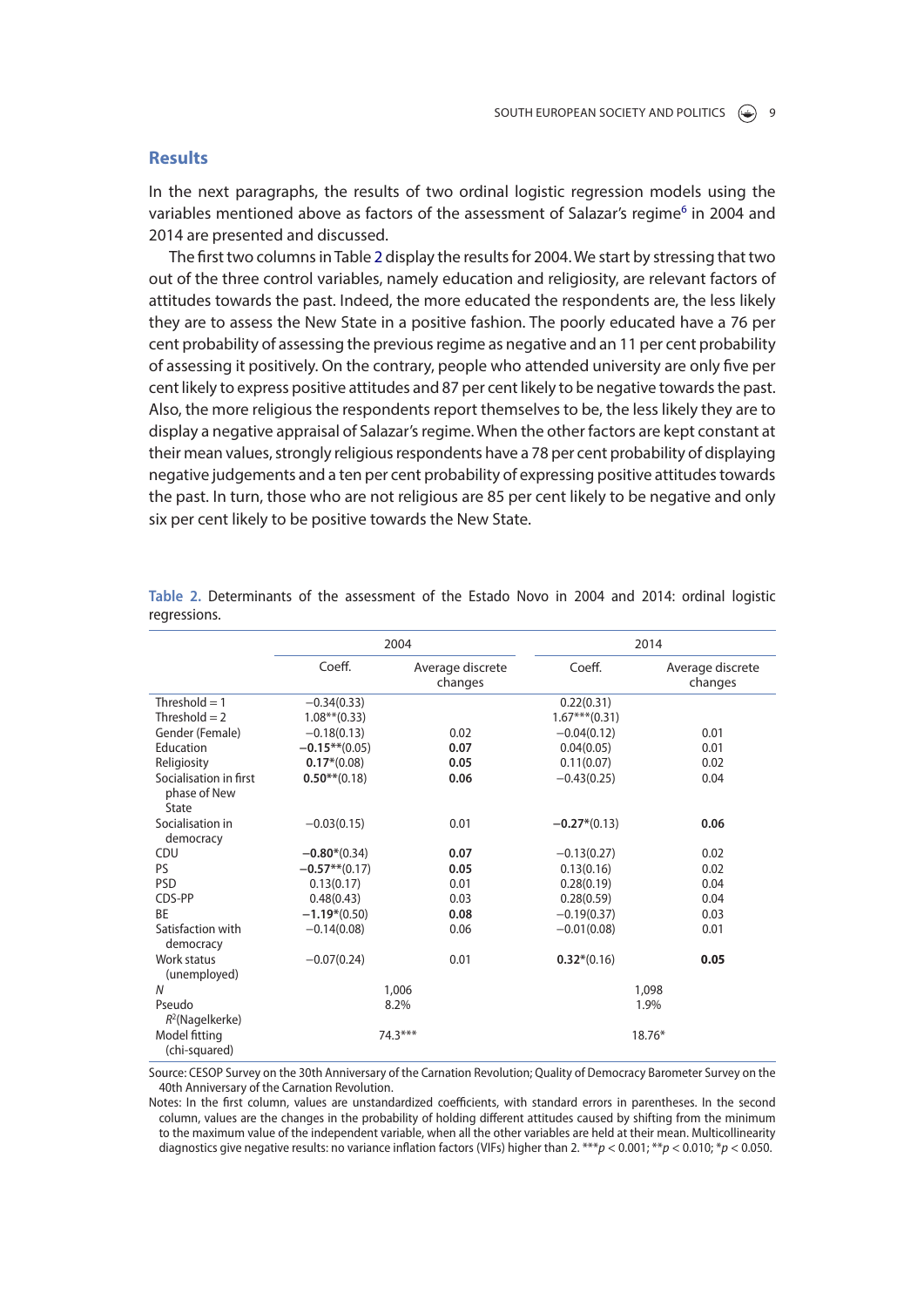## Results

In the next paragraphs, the results of two ordinal logistic regression models using the variables mentioned above as factors of the assessment of Salazar's regime[6] in 2004 and 2014 are presented and discussed.

The first two columns in Table 2 display the results for 2004. We start by stressing that two out of the three control variables, namely education and religiosity, are relevant factors of attitudes towards the past. Indeed, the more educated the respondents are, the less likely they are to assess the New State in a positive fashion. The poorly educated have a 76 per cent probability of assessing the previous regime as negative and an 11 per cent probability of assessing it positively. On the contrary, people who attended university are only five per cent likely to express positive attitudes and 87 per cent likely to be negative towards the past. Also, the more religious the respondents report themselves to be, the less likely they are to display a negative appraisal of Salazar's regime. When the other factors are kept constant at their mean values, strongly religious respondents have a 78 per cent probability of displaying negative judgements and a ten per cent probability of expressing positive attitudes towards the past. In turn, those who are not religious are 85 per cent likely to be negative and only six per cent likely to be positive towards the New State.

**Table 2.** Determinants of the assessment of the Estado Novo in 2004 and 2014: ordinal logistic regressions.

| | 2004 | | 2014 | |
|---|---|---|---|---|
| | Coeff. | Average discrete changes | Coeff. | Average discrete changes |
| Threshold = 1 | −0.34(0.33) | | 0.22(0.31) | |
| Threshold = 2 | 1.08**(0.33) | | 1.67***(0.31) | |
| Gender (Female) | −0.18(0.13) | 0.02 | −0.04(0.12) | 0.01 |
| Education | **−0.15****(0.05) | **0.07** | 0.04(0.05) | 0.01 |
| Religiosity | **0.17***(0.08) | **0.05** | 0.11(0.07) | 0.02 |
| Socialisation in first phase of New State | **0.50****(0.18) | **0.06** | −0.43(0.25) | 0.04 |
| Socialisation in democracy | −0.03(0.15) | 0.01 | **−0.27***(0.13) | **0.06** |
| CDU | **−0.80***(0.34) | **0.07** | −0.13(0.27) | 0.02 |
| PS | **−0.57****(0.17) | **0.05** | 0.13(0.16) | 0.02 |
| PSD | 0.13(0.17) | 0.01 | 0.28(0.19) | 0.04 |
| CDS-PP | 0.48(0.43) | 0.03 | 0.28(0.59) | 0.04 |
| BE | **−1.19***(0.50) | **0.08** | −0.19(0.37) | 0.03 |
| Satisfaction with democracy | −0.14(0.08) | 0.06 | −0.01(0.08) | 0.01 |
| Work status (unemployed) | −0.07(0.24) | 0.01 | **0.32***(0.16) | **0.05** |
| *N* | 1,006 | | 1,098 | |
| Pseudo $R^2$(Nagelkerke) | 8.2% | | 1.9% | |
| Model fitting (chi-squared) | 74.3*** | | 18.76* | |

Source: CESOP Survey on the 30th Anniversary of the Carnation Revolution; Quality of Democracy Barometer Survey on the 40th Anniversary of the Carnation Revolution.

Notes: In the first column, values are unstandardized coefficients, with standard errors in parentheses. In the second column, values are the changes in the probability of holding different attitudes caused by shifting from the minimum to the maximum value of the independent variable, when all the other variables are held at their mean. Multicollinearity diagnostics give negative results: no variance inflation factors (VIFs) higher than 2. ***$p < 0.001$; **$p < 0.010$; *$p < 0.050$.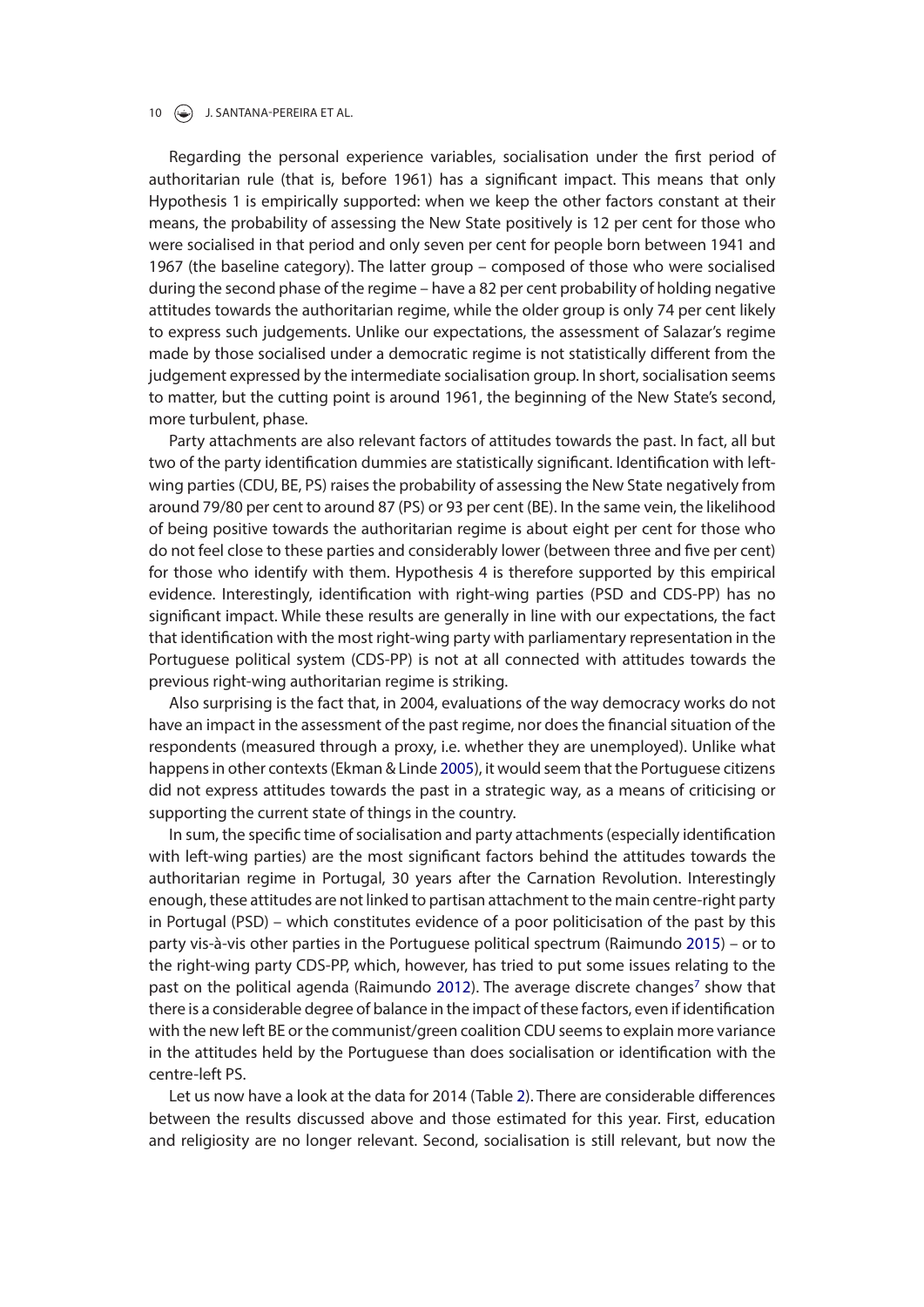Regarding the personal experience variables, socialisation under the first period of authoritarian rule (that is, before 1961) has a significant impact. This means that only Hypothesis 1 is empirically supported: when we keep the other factors constant at their means, the probability of assessing the New State positively is 12 per cent for those who were socialised in that period and only seven per cent for people born between 1941 and 1967 (the baseline category). The latter group – composed of those who were socialised during the second phase of the regime – have a 82 per cent probability of holding negative attitudes towards the authoritarian regime, while the older group is only 74 per cent likely to express such judgements. Unlike our expectations, the assessment of Salazar's regime made by those socialised under a democratic regime is not statistically different from the judgement expressed by the intermediate socialisation group. In short, socialisation seems to matter, but the cutting point is around 1961, the beginning of the New State's second, more turbulent, phase.

Party attachments are also relevant factors of attitudes towards the past. In fact, all but two of the party identification dummies are statistically significant. Identification with left-wing parties (CDU, BE, PS) raises the probability of assessing the New State negatively from around 79/80 per cent to around 87 (PS) or 93 per cent (BE). In the same vein, the likelihood of being positive towards the authoritarian regime is about eight per cent for those who do not feel close to these parties and considerably lower (between three and five per cent) for those who identify with them. Hypothesis 4 is therefore supported by this empirical evidence. Interestingly, identification with right-wing parties (PSD and CDS-PP) has no significant impact. While these results are generally in line with our expectations, the fact that identification with the most right-wing party with parliamentary representation in the Portuguese political system (CDS-PP) is not at all connected with attitudes towards the previous right-wing authoritarian regime is striking.

Also surprising is the fact that, in 2004, evaluations of the way democracy works do not have an impact in the assessment of the past regime, nor does the financial situation of the respondents (measured through a proxy, i.e. whether they are unemployed). Unlike what happens in other contexts (Ekman & Linde 2005), it would seem that the Portuguese citizens did not express attitudes towards the past in a strategic way, as a means of criticising or supporting the current state of things in the country.

In sum, the specific time of socialisation and party attachments (especially identification with left-wing parties) are the most significant factors behind the attitudes towards the authoritarian regime in Portugal, 30 years after the Carnation Revolution. Interestingly enough, these attitudes are not linked to partisan attachment to the main centre-right party in Portugal (PSD) – which constitutes evidence of a poor politicisation of the past by this party vis-à-vis other parties in the Portuguese political spectrum (Raimundo 2015) – or to the right-wing party CDS-PP, which, however, has tried to put some issues relating to the past on the political agenda (Raimundo 2012). The average discrete changes[7] show that there is a considerable degree of balance in the impact of these factors, even if identification with the new left BE or the communist/green coalition CDU seems to explain more variance in the attitudes held by the Portuguese than does socialisation or identification with the centre-left PS.

Let us now have a look at the data for 2014 (Table 2). There are considerable differences between the results discussed above and those estimated for this year. First, education and religiosity are no longer relevant. Second, socialisation is still relevant, but now the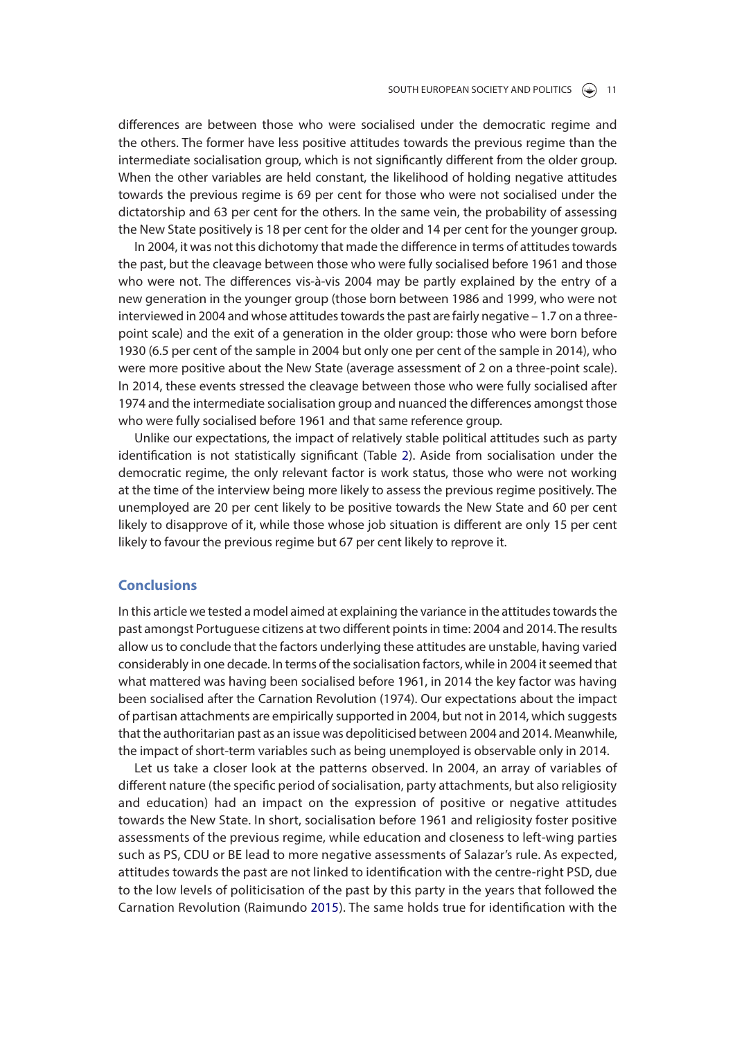differences are between those who were socialised under the democratic regime and the others. The former have less positive attitudes towards the previous regime than the intermediate socialisation group, which is not significantly different from the older group. When the other variables are held constant, the likelihood of holding negative attitudes towards the previous regime is 69 per cent for those who were not socialised under the dictatorship and 63 per cent for the others. In the same vein, the probability of assessing the New State positively is 18 per cent for the older and 14 per cent for the younger group.

In 2004, it was not this dichotomy that made the difference in terms of attitudes towards the past, but the cleavage between those who were fully socialised before 1961 and those who were not. The differences vis-à-vis 2004 may be partly explained by the entry of a new generation in the younger group (those born between 1986 and 1999, who were not interviewed in 2004 and whose attitudes towards the past are fairly negative – 1.7 on a three-point scale) and the exit of a generation in the older group: those who were born before 1930 (6.5 per cent of the sample in 2004 but only one per cent of the sample in 2014), who were more positive about the New State (average assessment of 2 on a three-point scale). In 2014, these events stressed the cleavage between those who were fully socialised after 1974 and the intermediate socialisation group and nuanced the differences amongst those who were fully socialised before 1961 and that same reference group.

Unlike our expectations, the impact of relatively stable political attitudes such as party identification is not statistically significant (Table 2). Aside from socialisation under the democratic regime, the only relevant factor is work status, those who were not working at the time of the interview being more likely to assess the previous regime positively. The unemployed are 20 per cent likely to be positive towards the New State and 60 per cent likely to disapprove of it, while those whose job situation is different are only 15 per cent likely to favour the previous regime but 67 per cent likely to reprove it.

## Conclusions

In this article we tested a model aimed at explaining the variance in the attitudes towards the past amongst Portuguese citizens at two different points in time: 2004 and 2014. The results allow us to conclude that the factors underlying these attitudes are unstable, having varied considerably in one decade. In terms of the socialisation factors, while in 2004 it seemed that what mattered was having been socialised before 1961, in 2014 the key factor was having been socialised after the Carnation Revolution (1974). Our expectations about the impact of partisan attachments are empirically supported in 2004, but not in 2014, which suggests that the authoritarian past as an issue was depoliticised between 2004 and 2014. Meanwhile, the impact of short-term variables such as being unemployed is observable only in 2014.

Let us take a closer look at the patterns observed. In 2004, an array of variables of different nature (the specific period of socialisation, party attachments, but also religiosity and education) had an impact on the expression of positive or negative attitudes towards the New State. In short, socialisation before 1961 and religiosity foster positive assessments of the previous regime, while education and closeness to left-wing parties such as PS, CDU or BE lead to more negative assessments of Salazar's rule. As expected, attitudes towards the past are not linked to identification with the centre-right PSD, due to the low levels of politicisation of the past by this party in the years that followed the Carnation Revolution (Raimundo 2015). The same holds true for identification with the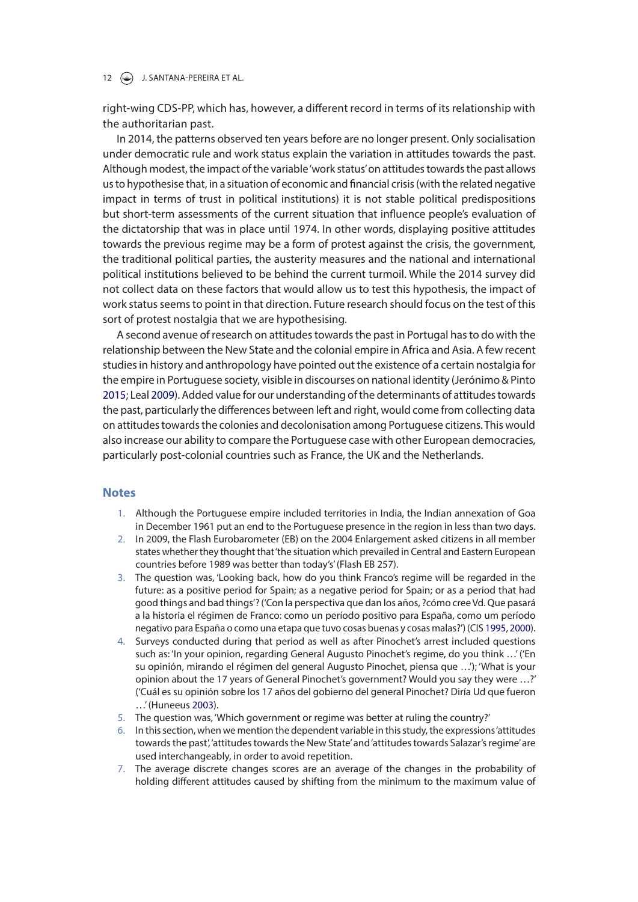right-wing CDS-PP, which has, however, a different record in terms of its relationship with the authoritarian past.

In 2014, the patterns observed ten years before are no longer present. Only socialisation under democratic rule and work status explain the variation in attitudes towards the past. Although modest, the impact of the variable 'work status' on attitudes towards the past allows us to hypothesise that, in a situation of economic and financial crisis (with the related negative impact in terms of trust in political institutions) it is not stable political predispositions but short-term assessments of the current situation that influence people's evaluation of the dictatorship that was in place until 1974. In other words, displaying positive attitudes towards the previous regime may be a form of protest against the crisis, the government, the traditional political parties, the austerity measures and the national and international political institutions believed to be behind the current turmoil. While the 2014 survey did not collect data on these factors that would allow us to test this hypothesis, the impact of work status seems to point in that direction. Future research should focus on the test of this sort of protest nostalgia that we are hypothesising.

A second avenue of research on attitudes towards the past in Portugal has to do with the relationship between the New State and the colonial empire in Africa and Asia. A few recent studies in history and anthropology have pointed out the existence of a certain nostalgia for the empire in Portuguese society, visible in discourses on national identity (Jerónimo & Pinto 2015; Leal 2009). Added value for our understanding of the determinants of attitudes towards the past, particularly the differences between left and right, would come from collecting data on attitudes towards the colonies and decolonisation among Portuguese citizens. This would also increase our ability to compare the Portuguese case with other European democracies, particularly post-colonial countries such as France, the UK and the Netherlands.

## Notes

1. Although the Portuguese empire included territories in India, the Indian annexation of Goa in December 1961 put an end to the Portuguese presence in the region in less than two days.
2. In 2009, the Flash Eurobarometer (EB) on the 2004 Enlargement asked citizens in all member states whether they thought that 'the situation which prevailed in Central and Eastern European countries before 1989 was better than today's' (Flash EB 257).
3. The question was, 'Looking back, how do you think Franco's regime will be regarded in the future: as a positive period for Spain; as a negative period for Spain; or as a period that had good things and bad things'? ('Con la perspectiva que dan los años, ?cómo cree Vd. Que pasará a la historia el régimen de Franco: como un período positivo para España, como um período negativo para España o como una etapa que tuvo cosas buenas y cosas malas?') (CIS 1995, 2000).
4. Surveys conducted during that period as well as after Pinochet's arrest included questions such as: 'In your opinion, regarding General Augusto Pinochet's regime, do you think …' ('En su opinión, mirando el régimen del general Augusto Pinochet, piensa que …'); 'What is your opinion about the 17 years of General Pinochet's government? Would you say they were …?' ('Cuál es su opinión sobre los 17 años del gobierno del general Pinochet? Diría Ud que fueron …' (Huneeus 2003).
5. The question was, 'Which government or regime was better at ruling the country?'
6. In this section, when we mention the dependent variable in this study, the expressions 'attitudes towards the past', 'attitudes towards the New State' and 'attitudes towards Salazar's regime' are used interchangeably, in order to avoid repetition.
7. The average discrete changes scores are an average of the changes in the probability of holding different attitudes caused by shifting from the minimum to the maximum value of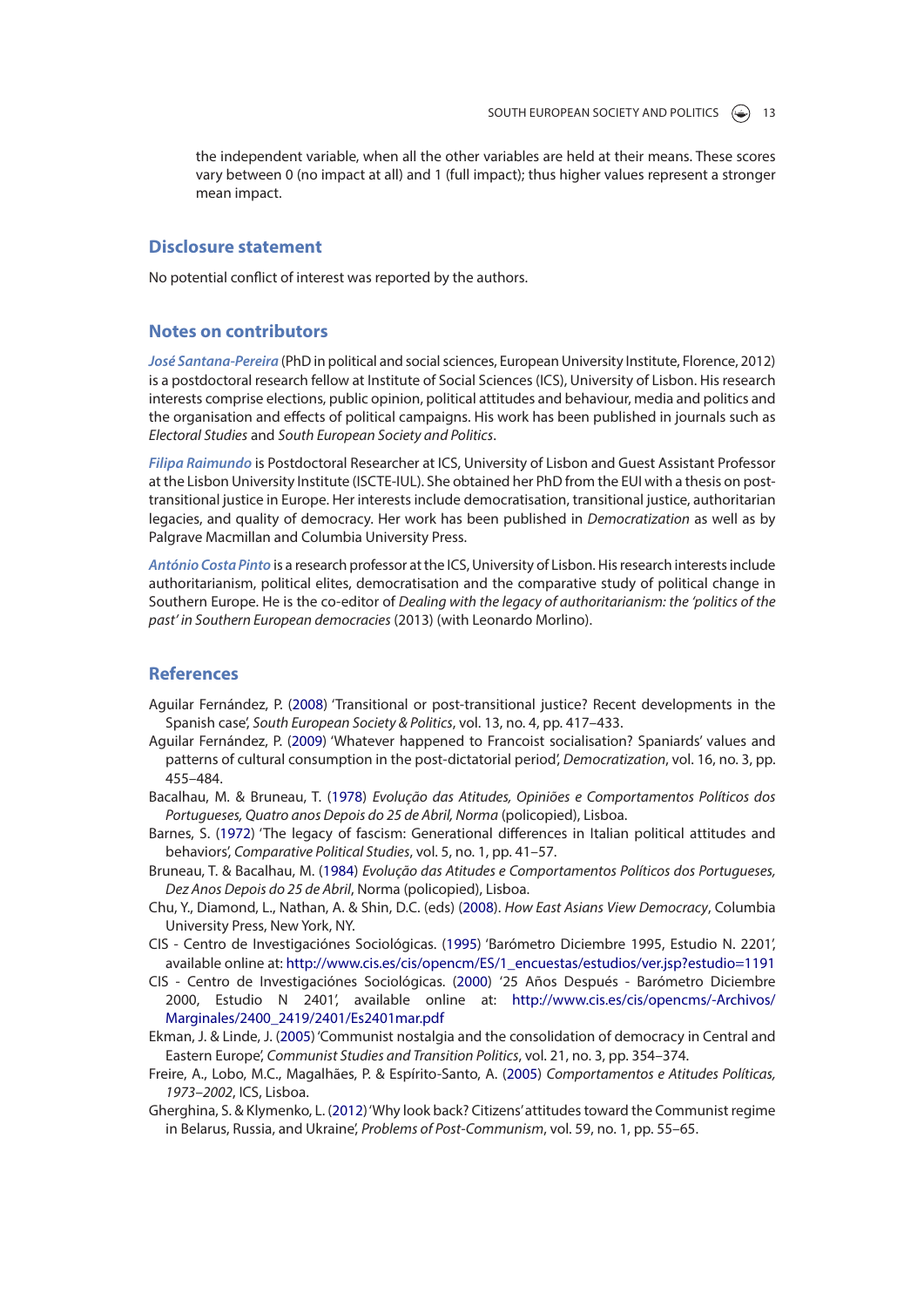the independent variable, when all the other variables are held at their means. These scores vary between 0 (no impact at all) and 1 (full impact); thus higher values represent a stronger mean impact.

## Disclosure statement

No potential conflict of interest was reported by the authors.

## Notes on contributors

*José Santana-Pereira* (PhD in political and social sciences, European University Institute, Florence, 2012) is a postdoctoral research fellow at Institute of Social Sciences (ICS), University of Lisbon. His research interests comprise elections, public opinion, political attitudes and behaviour, media and politics and the organisation and effects of political campaigns. His work has been published in journals such as *Electoral Studies* and *South European Society and Politics*.

*Filipa Raimundo* is Postdoctoral Researcher at ICS, University of Lisbon and Guest Assistant Professor at the Lisbon University Institute (ISCTE-IUL). She obtained her PhD from the EUI with a thesis on post-transitional justice in Europe. Her interests include democratisation, transitional justice, authoritarian legacies, and quality of democracy. Her work has been published in *Democratization* as well as by Palgrave Macmillan and Columbia University Press.

*António Costa Pinto* is a research professor at the ICS, University of Lisbon. His research interests include authoritarianism, political elites, democratisation and the comparative study of political change in Southern Europe. He is the co-editor of *Dealing with the legacy of authoritarianism: the 'politics of the past' in Southern European democracies* (2013) (with Leonardo Morlino).

## References

Aguilar Fernández, P. (2008) 'Transitional or post-transitional justice? Recent developments in the Spanish case', *South European Society & Politics*, vol. 13, no. 4, pp. 417–433.

Aguilar Fernández, P. (2009) 'Whatever happened to Francoist socialisation? Spaniards' values and patterns of cultural consumption in the post-dictatorial period', *Democratization*, vol. 16, no. 3, pp. 455–484.

Bacalhau, M. & Bruneau, T. (1978) *Evolução das Atitudes, Opiniões e Comportamentos Políticos dos Portugueses, Quatro anos Depois do 25 de Abril, Norma* (policopied), Lisboa.

Barnes, S. (1972) 'The legacy of fascism: Generational differences in Italian political attitudes and behaviors', *Comparative Political Studies*, vol. 5, no. 1, pp. 41–57.

Bruneau, T. & Bacalhau, M. (1984) *Evolução das Atitudes e Comportamentos Políticos dos Portugueses, Dez Anos Depois do 25 de Abril*, Norma (policopied), Lisboa.

Chu, Y., Diamond, L., Nathan, A. & Shin, D.C. (eds) (2008). *How East Asians View Democracy*, Columbia University Press, New York, NY.

CIS - Centro de Investigaciónes Sociológicas. (1995) 'Barómetro Diciembre 1995, Estudio N. 2201', available online at: http://www.cis.es/cis/opencm/ES/1_encuestas/estudios/ver.jsp?estudio=1191

CIS - Centro de Investigaciónes Sociológicas. (2000) '25 Años Después - Barómetro Diciembre 2000, Estudio N 2401', available online at: http://www.cis.es/cis/opencms/-Archivos/Marginales/2400_2419/2401/Es2401mar.pdf

Ekman, J. & Linde, J. (2005) 'Communist nostalgia and the consolidation of democracy in Central and Eastern Europe', *Communist Studies and Transition Politics*, vol. 21, no. 3, pp. 354–374.

Freire, A., Lobo, M.C., Magalhães, P. & Espírito-Santo, A. (2005) *Comportamentos e Atitudes Políticas, 1973–2002*, ICS, Lisboa.

Gherghina, S. & Klymenko, L. (2012) 'Why look back? Citizens' attitudes toward the Communist regime in Belarus, Russia, and Ukraine', *Problems of Post-Communism*, vol. 59, no. 1, pp. 55–65.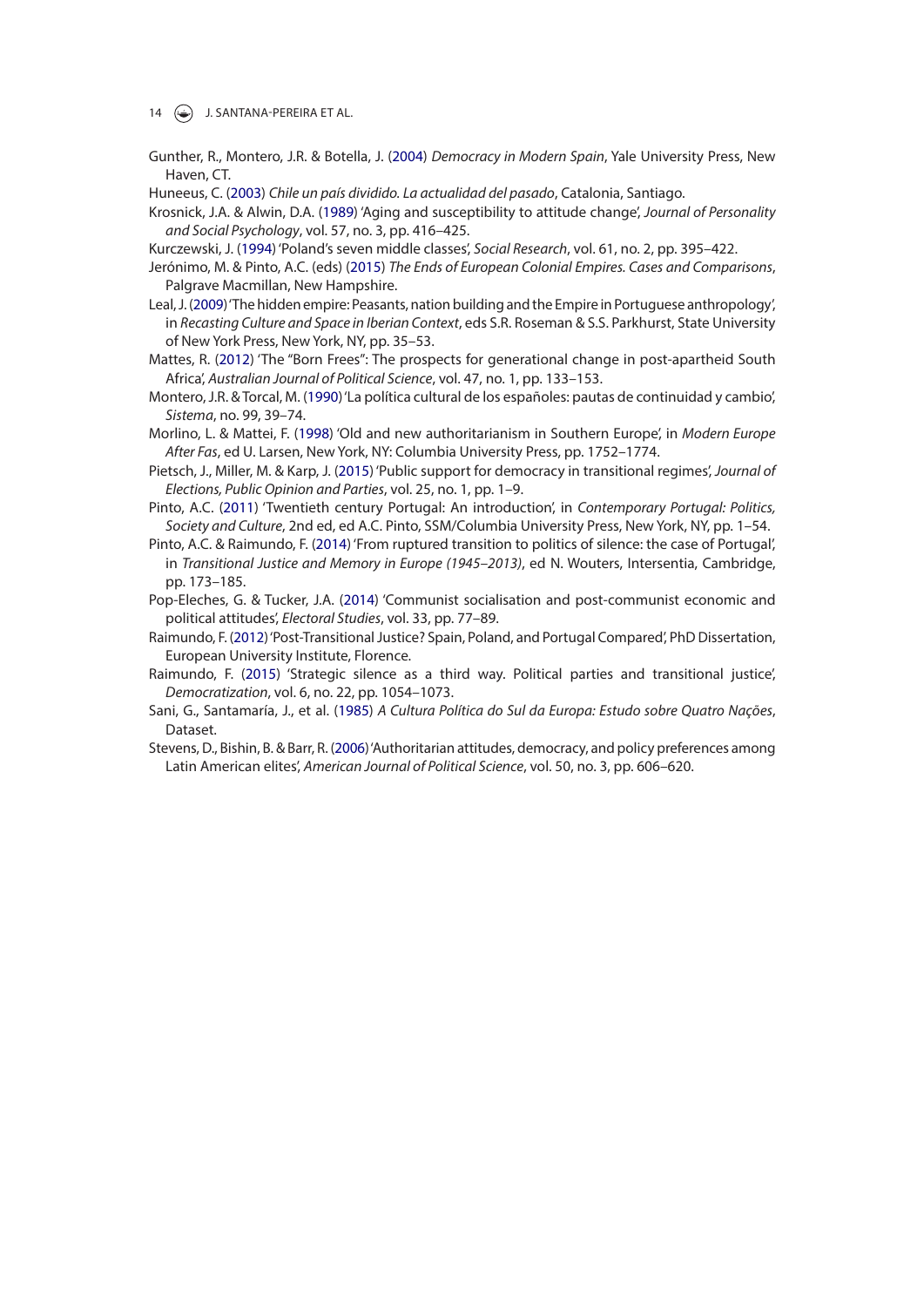Gunther, R., Montero, J.R. & Botella, J. (2004) *Democracy in Modern Spain*, Yale University Press, New Haven, CT.

Huneeus, C. (2003) *Chile un país dividido. La actualidad del pasado*, Catalonia, Santiago.

Krosnick, J.A. & Alwin, D.A. (1989) 'Aging and susceptibility to attitude change', *Journal of Personality and Social Psychology*, vol. 57, no. 3, pp. 416–425.

Kurczewski, J. (1994) 'Poland's seven middle classes', *Social Research*, vol. 61, no. 2, pp. 395–422.

Jerónimo, M. & Pinto, A.C. (eds) (2015) *The Ends of European Colonial Empires. Cases and Comparisons*, Palgrave Macmillan, New Hampshire.

Leal, J. (2009) 'The hidden empire: Peasants, nation building and the Empire in Portuguese anthropology', in *Recasting Culture and Space in Iberian Context*, eds S.R. Roseman & S.S. Parkhurst, State University of New York Press, New York, NY, pp. 35–53.

Mattes, R. (2012) 'The "Born Frees": The prospects for generational change in post-apartheid South Africa', *Australian Journal of Political Science*, vol. 47, no. 1, pp. 133–153.

Montero, J.R. & Torcal, M. (1990) 'La política cultural de los españoles: pautas de continuidad y cambio', *Sistema*, no. 99, 39–74.

Morlino, L. & Mattei, F. (1998) 'Old and new authoritarianism in Southern Europe', in *Modern Europe After Fas*, ed U. Larsen, New York, NY: Columbia University Press, pp. 1752–1774.

Pietsch, J., Miller, M. & Karp, J. (2015) 'Public support for democracy in transitional regimes', *Journal of Elections, Public Opinion and Parties*, vol. 25, no. 1, pp. 1–9.

Pinto, A.C. (2011) 'Twentieth century Portugal: An introduction', in *Contemporary Portugal: Politics, Society and Culture*, 2nd ed, ed A.C. Pinto, SSM/Columbia University Press, New York, NY, pp. 1–54.

Pinto, A.C. & Raimundo, F. (2014) 'From ruptured transition to politics of silence: the case of Portugal', in *Transitional Justice and Memory in Europe (1945–2013)*, ed N. Wouters, Intersentia, Cambridge, pp. 173–185.

Pop-Eleches, G. & Tucker, J.A. (2014) 'Communist socialisation and post-communist economic and political attitudes', *Electoral Studies*, vol. 33, pp. 77–89.

Raimundo, F. (2012) 'Post-Transitional Justice? Spain, Poland, and Portugal Compared', PhD Dissertation, European University Institute, Florence.

Raimundo, F. (2015) 'Strategic silence as a third way. Political parties and transitional justice', *Democratization*, vol. 6, no. 22, pp. 1054–1073.

Sani, G., Santamaría, J., et al. (1985) *A Cultura Política do Sul da Europa: Estudo sobre Quatro Nações*, Dataset.

Stevens, D., Bishin, B. & Barr, R. (2006) 'Authoritarian attitudes, democracy, and policy preferences among Latin American elites', *American Journal of Political Science*, vol. 50, no. 3, pp. 606–620.